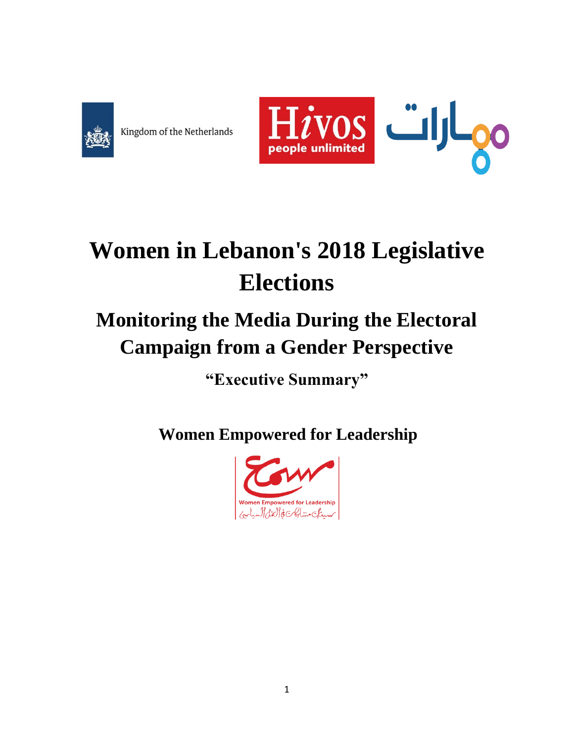Kingdom of the Netherlands

# Women in Lebanon's 2018 Legislative Elections

## Monitoring the Media During the Electoral Campaign from a Gender Perspective

### "Executive Summary"

### Women Empowered for Leadership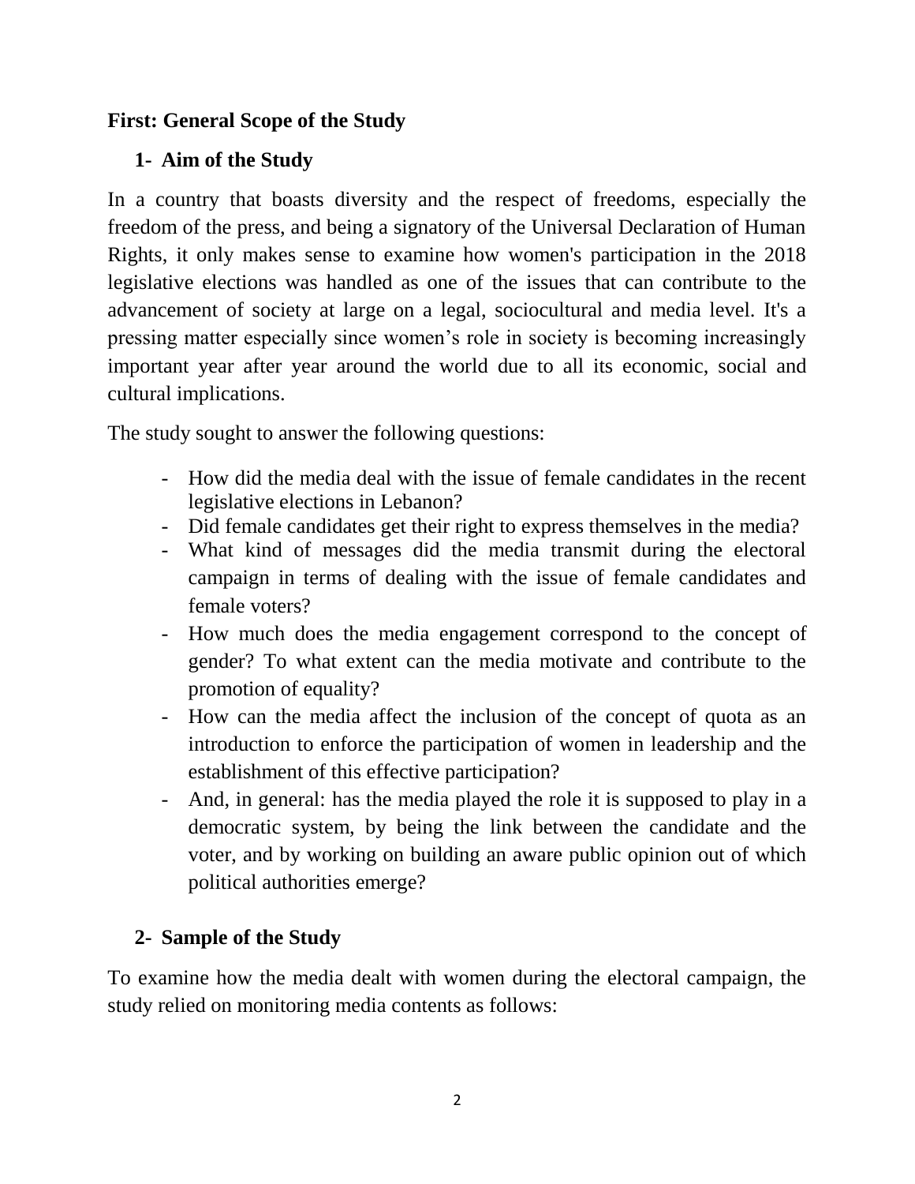## First: General Scope of the Study

### 1- Aim of the Study

In a country that boasts diversity and the respect of freedoms, especially the freedom of the press, and being a signatory of the Universal Declaration of Human Rights, it only makes sense to examine how women's participation in the 2018 legislative elections was handled as one of the issues that can contribute to the advancement of society at large on a legal, sociocultural and media level. It's a pressing matter especially since women's role in society is becoming increasingly important year after year around the world due to all its economic, social and cultural implications.

The study sought to answer the following questions:

- How did the media deal with the issue of female candidates in the recent legislative elections in Lebanon?
- Did female candidates get their right to express themselves in the media?
- What kind of messages did the media transmit during the electoral campaign in terms of dealing with the issue of female candidates and female voters?
- How much does the media engagement correspond to the concept of gender? To what extent can the media motivate and contribute to the promotion of equality?
- How can the media affect the inclusion of the concept of quota as an introduction to enforce the participation of women in leadership and the establishment of this effective participation?
- And, in general: has the media played the role it is supposed to play in a democratic system, by being the link between the candidate and the voter, and by working on building an aware public opinion out of which political authorities emerge?

### 2- Sample of the Study

To examine how the media dealt with women during the electoral campaign, the study relied on monitoring media contents as follows: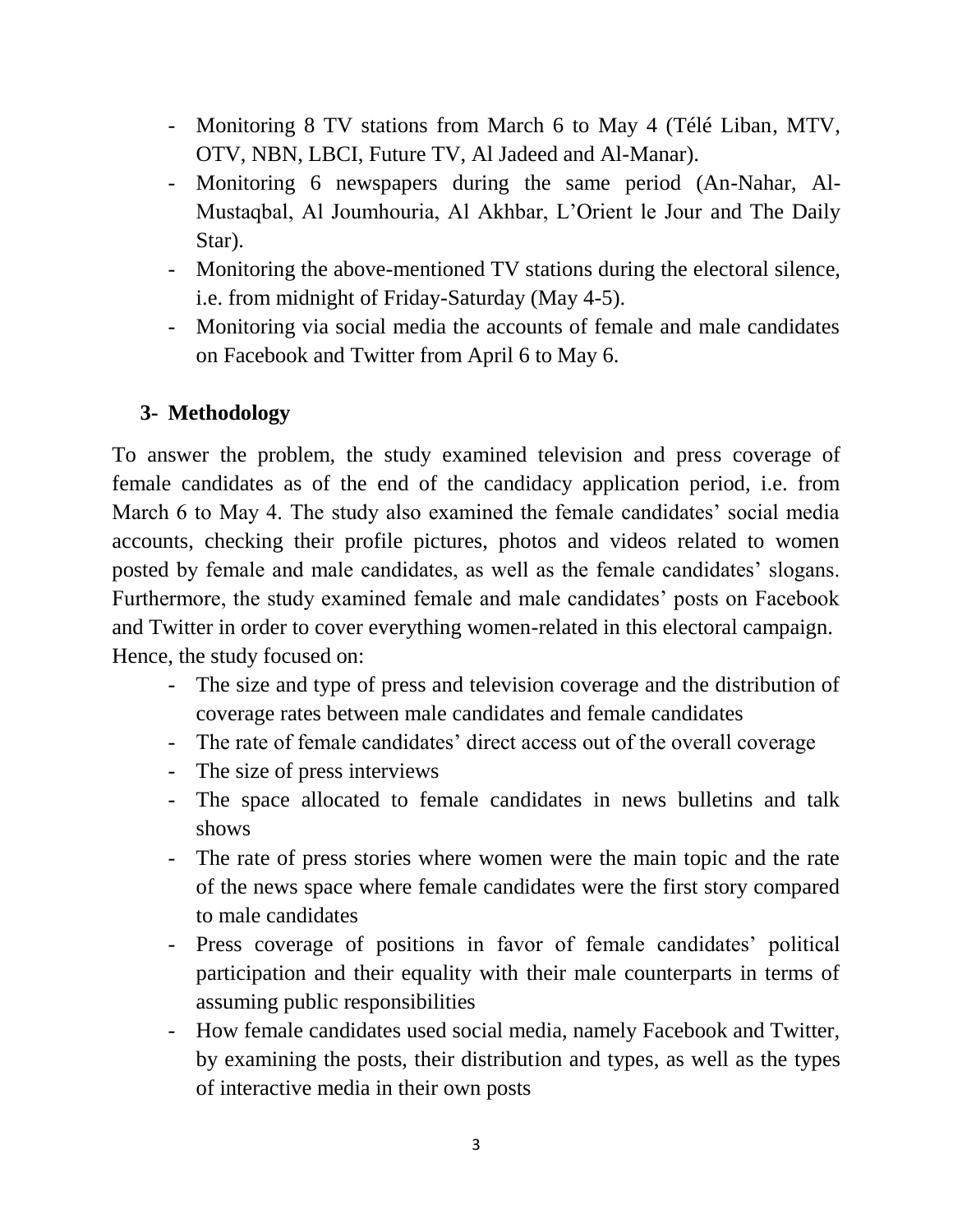- Monitoring 8 TV stations from March 6 to May 4 (Télé Liban, MTV, OTV, NBN, LBCI, Future TV, Al Jadeed and Al-Manar).
- Monitoring 6 newspapers during the same period (An-Nahar, Al-Mustaqbal, Al Joumhouria, Al Akhbar, L'Orient le Jour and The Daily Star).
- Monitoring the above-mentioned TV stations during the electoral silence, i.e. from midnight of Friday-Saturday (May 4-5).
- Monitoring via social media the accounts of female and male candidates on Facebook and Twitter from April 6 to May 6.

## 3- Methodology

To answer the problem, the study examined television and press coverage of female candidates as of the end of the candidacy application period, i.e. from March 6 to May 4. The study also examined the female candidates' social media accounts, checking their profile pictures, photos and videos related to women posted by female and male candidates, as well as the female candidates' slogans. Furthermore, the study examined female and male candidates' posts on Facebook and Twitter in order to cover everything women-related in this electoral campaign.
Hence, the study focused on:

- The size and type of press and television coverage and the distribution of coverage rates between male candidates and female candidates
- The rate of female candidates' direct access out of the overall coverage
- The size of press interviews
- The space allocated to female candidates in news bulletins and talk shows
- The rate of press stories where women were the main topic and the rate of the news space where female candidates were the first story compared to male candidates
- Press coverage of positions in favor of female candidates' political participation and their equality with their male counterparts in terms of assuming public responsibilities
- How female candidates used social media, namely Facebook and Twitter, by examining the posts, their distribution and types, as well as the types of interactive media in their own posts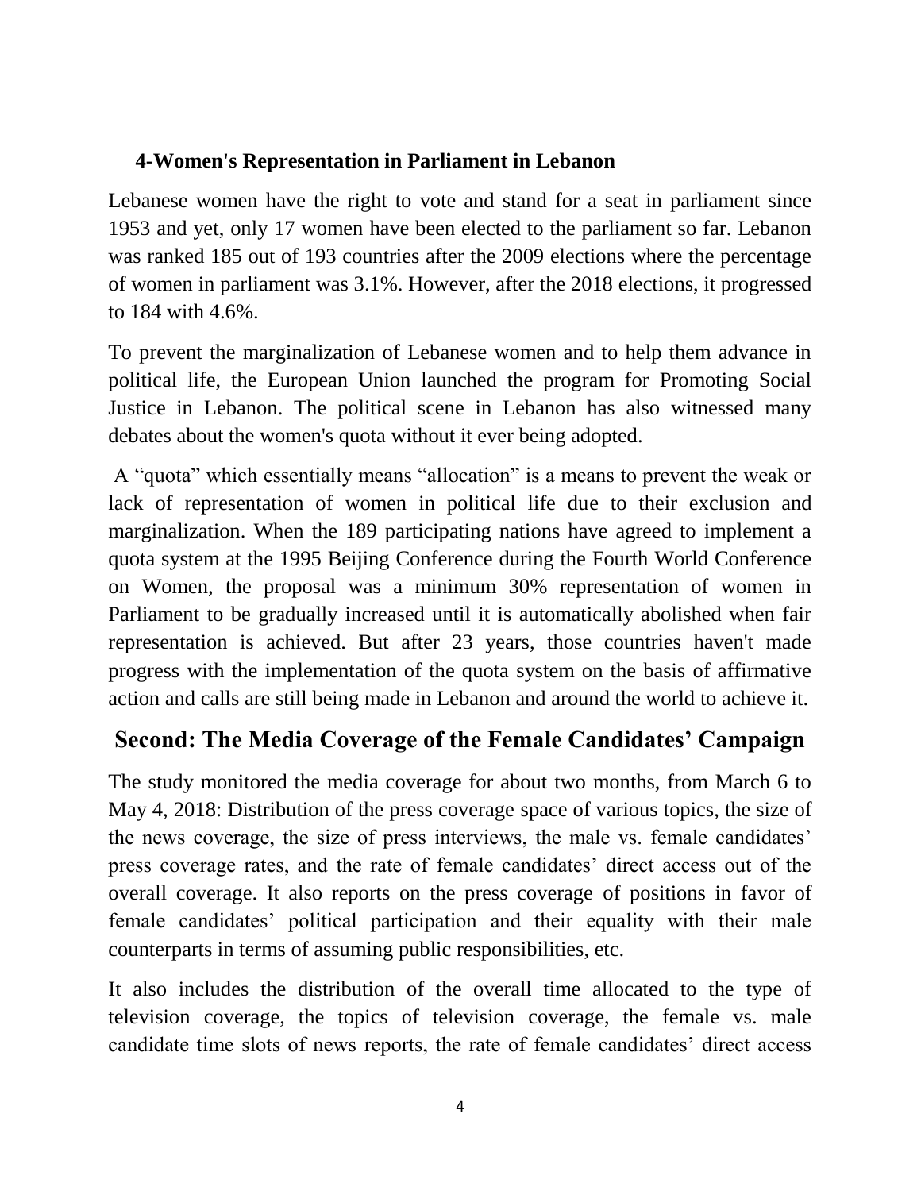### 4-Women's Representation in Parliament in Lebanon

Lebanese women have the right to vote and stand for a seat in parliament since 1953 and yet, only 17 women have been elected to the parliament so far. Lebanon was ranked 185 out of 193 countries after the 2009 elections where the percentage of women in parliament was 3.1%. However, after the 2018 elections, it progressed to 184 with 4.6%.

To prevent the marginalization of Lebanese women and to help them advance in political life, the European Union launched the program for Promoting Social Justice in Lebanon. The political scene in Lebanon has also witnessed many debates about the women's quota without it ever being adopted.

A "quota" which essentially means "allocation" is a means to prevent the weak or lack of representation of women in political life due to their exclusion and marginalization. When the 189 participating nations have agreed to implement a quota system at the 1995 Beijing Conference during the Fourth World Conference on Women, the proposal was a minimum 30% representation of women in Parliament to be gradually increased until it is automatically abolished when fair representation is achieved. But after 23 years, those countries haven't made progress with the implementation of the quota system on the basis of affirmative action and calls are still being made in Lebanon and around the world to achieve it.

## Second: The Media Coverage of the Female Candidates' Campaign

The study monitored the media coverage for about two months, from March 6 to May 4, 2018: Distribution of the press coverage space of various topics, the size of the news coverage, the size of press interviews, the male vs. female candidates' press coverage rates, and the rate of female candidates' direct access out of the overall coverage. It also reports on the press coverage of positions in favor of female candidates' political participation and their equality with their male counterparts in terms of assuming public responsibilities, etc.

It also includes the distribution of the overall time allocated to the type of television coverage, the topics of television coverage, the female vs. male candidate time slots of news reports, the rate of female candidates' direct access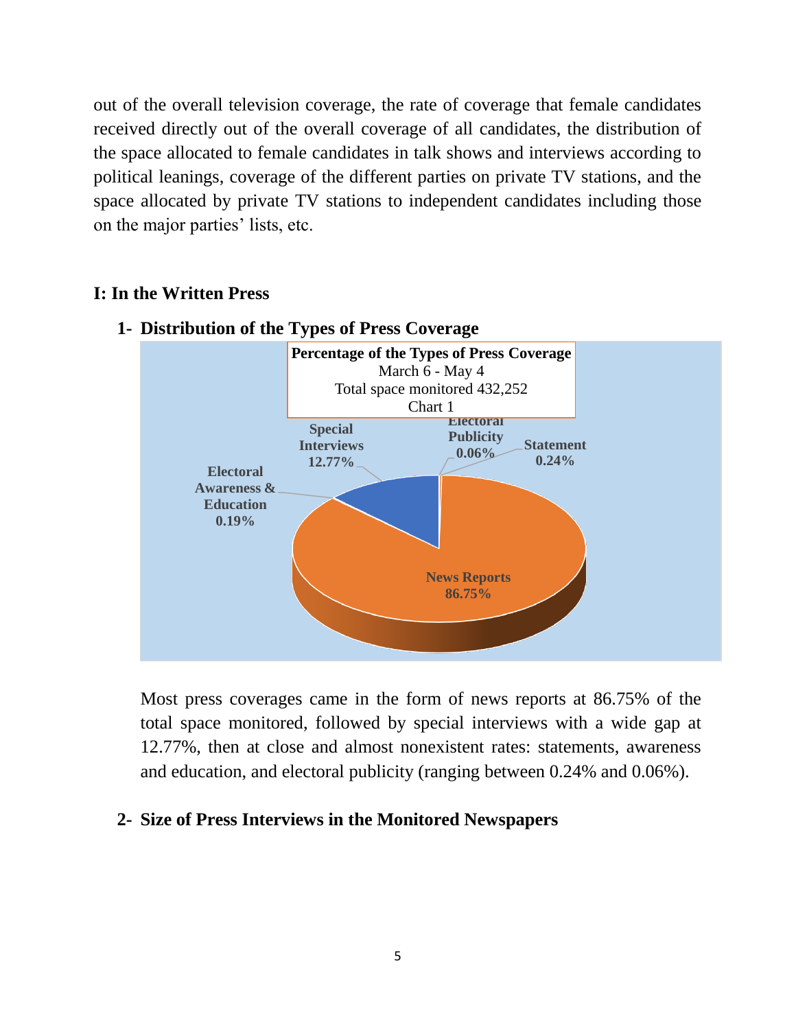out of the overall television coverage, the rate of coverage that female candidates received directly out of the overall coverage of all candidates, the distribution of the space allocated to female candidates in talk shows and interviews according to political leanings, coverage of the different parties on private TV stations, and the space allocated by private TV stations to independent candidates including those on the major parties' lists, etc.

## I: In the Written Press

### 1- Distribution of the Types of Press Coverage

**Percentage of the Types of Press Coverage**
March 6 - May 4
Total space monitored 432,252
Chart 1

| Type | Percentage |
|---|---|
| News Reports | 86.75% |
| Special Interviews | 12.77% |
| Statement | 0.24% |
| Electoral Awareness & Education | 0.19% |
| Electoral Publicity | 0.06% |

Most press coverages came in the form of news reports at 86.75% of the total space monitored, followed by special interviews with a wide gap at 12.77%, then at close and almost nonexistent rates: statements, awareness and education, and electoral publicity (ranging between 0.24% and 0.06%).

### 2- Size of Press Interviews in the Monitored Newspapers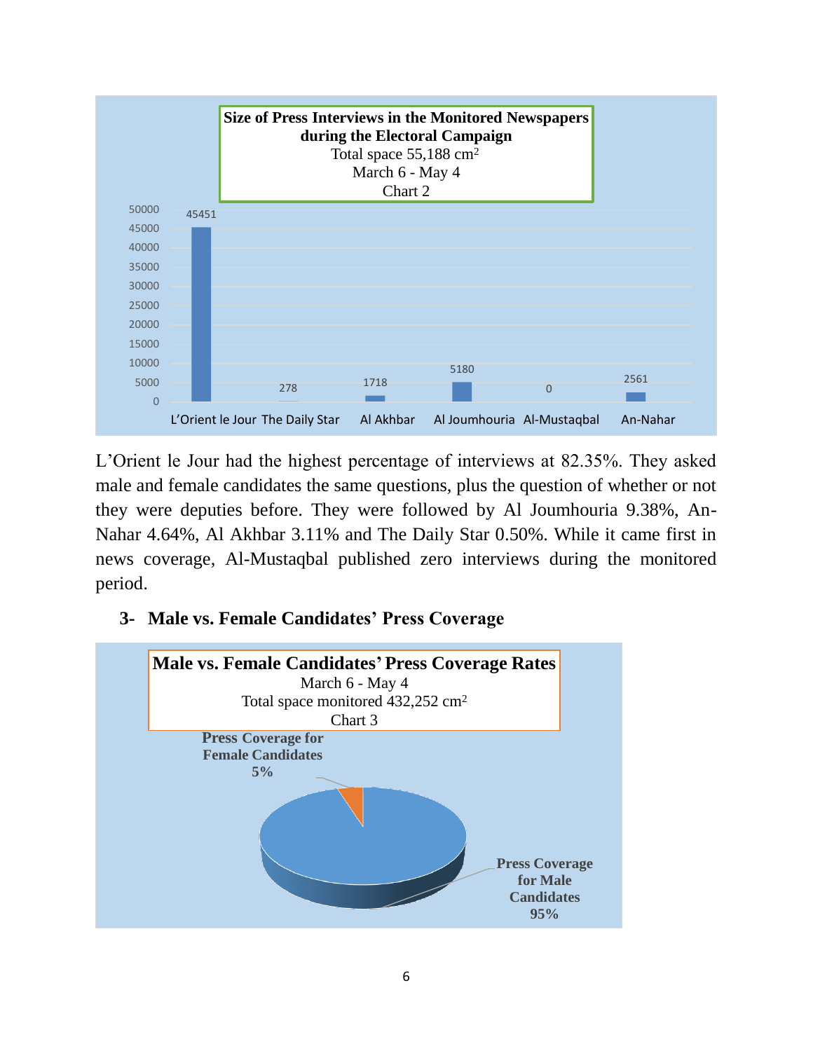**Size of Press Interviews in the Monitored Newspapers during the Electoral Campaign**
Total space 55,188 cm²
March 6 - May 4
Chart 2

| Newspaper | Size (cm²) |
|---|---|
| L'Orient le Jour | 45451 |
| The Daily Star | 278 |
| Al Akhbar | 1718 |
| Al Joumhouria | 5180 |
| Al-Mustaqbal | 0 |
| An-Nahar | 2561 |

L'Orient le Jour had the highest percentage of interviews at 82.35%. They asked male and female candidates the same questions, plus the question of whether or not they were deputies before. They were followed by Al Joumhouria 9.38%, An-Nahar 4.64%, Al Akhbar 3.11% and The Daily Star 0.50%. While it came first in news coverage, Al-Mustaqbal published zero interviews during the monitored period.

## 3- Male vs. Female Candidates' Press Coverage

**Male vs. Female Candidates' Press Coverage Rates**
March 6 - May 4
Total space monitored 432,252 cm²
Chart 3

| Category | Share |
|---|---|
| Press Coverage for Female Candidates | 5% |
| Press Coverage for Male Candidates | 95% |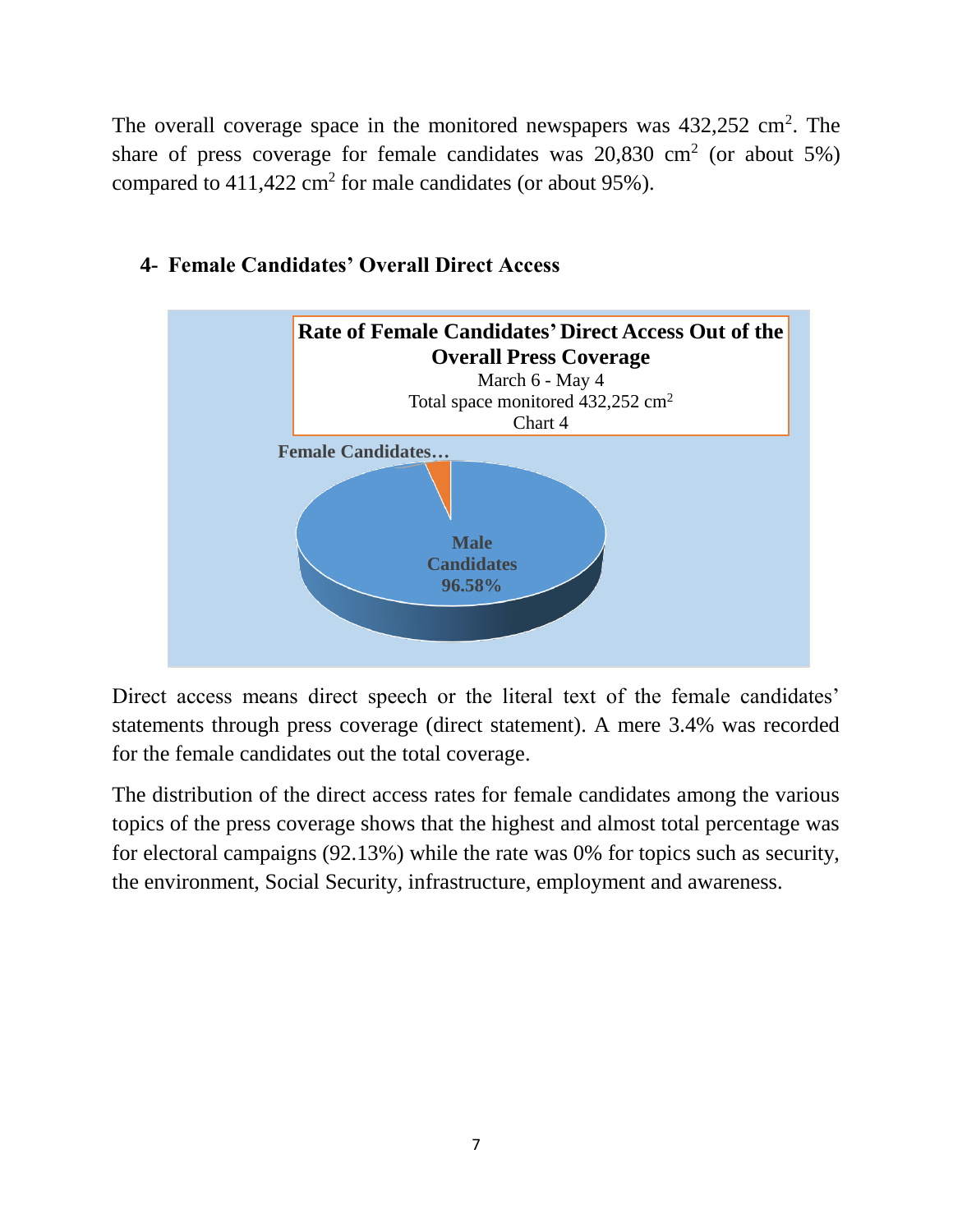The overall coverage space in the monitored newspapers was 432,252 $cm^2$. The share of press coverage for female candidates was 20,830 $cm^2$ (or about 5%) compared to 411,422 $cm^2$ for male candidates (or about 95%).

## 4- Female Candidates' Overall Direct Access

**Rate of Female Candidates' Direct Access Out of the Overall Press Coverage**

March 6 - May 4

Total space monitored 432,252 $cm^2$

Chart 4

Female Candidates…

Male Candidates 96.58%

Direct access means direct speech or the literal text of the female candidates' statements through press coverage (direct statement). A mere 3.4% was recorded for the female candidates out the total coverage.

The distribution of the direct access rates for female candidates among the various topics of the press coverage shows that the highest and almost total percentage was for electoral campaigns (92.13%) while the rate was 0% for topics such as security, the environment, Social Security, infrastructure, employment and awareness.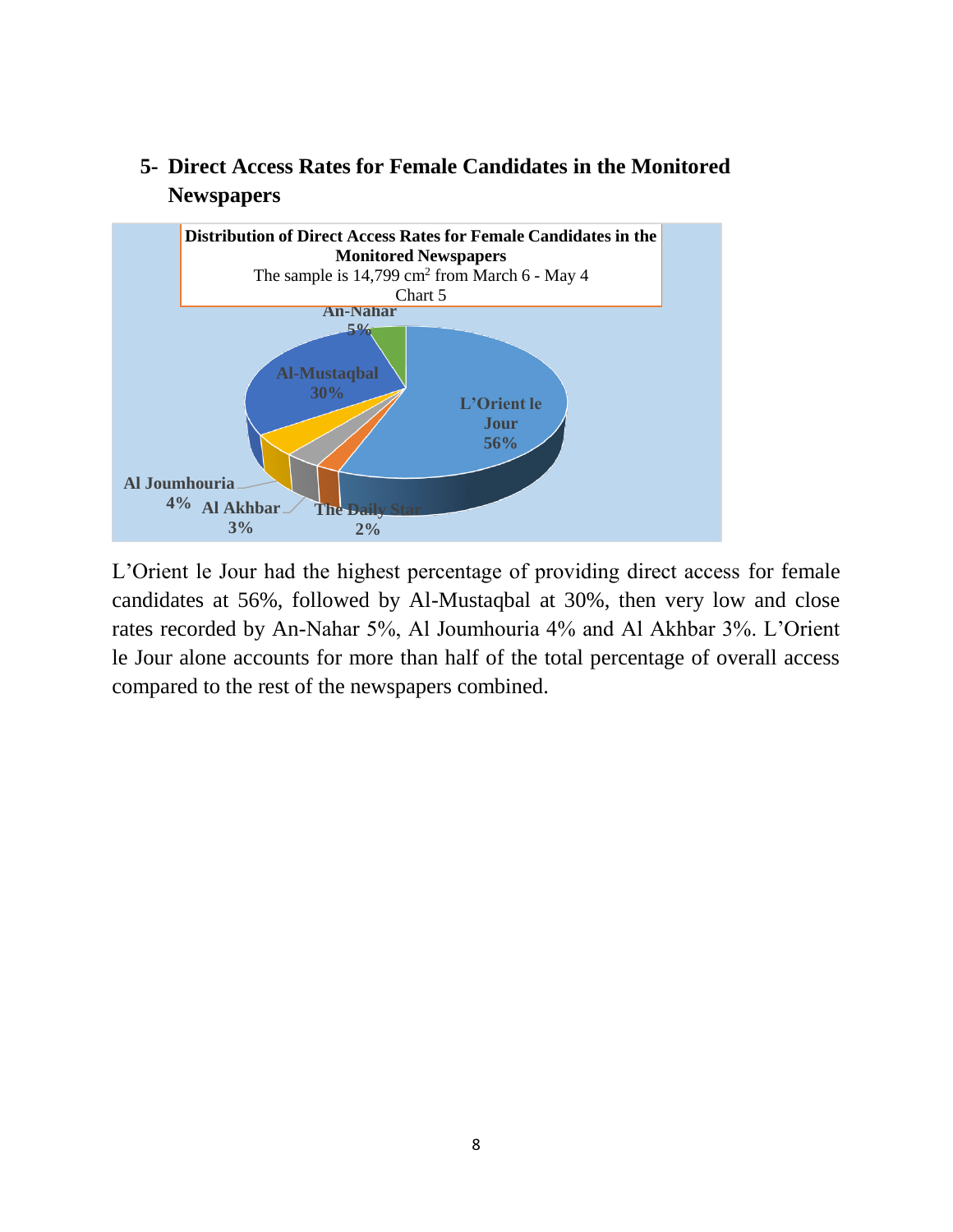## 5- Direct Access Rates for Female Candidates in the Monitored Newspapers

**Distribution of Direct Access Rates for Female Candidates in the Monitored Newspapers**

The sample is 14,799 cm$^2$ from March 6 - May 4

Chart 5

| Newspaper | Percentage |
|---|---|
| L'Orient le Jour | 56% |
| Al-Mustaqbal | 30% |
| An-Nahar | 5% |
| Al Joumhouria | 4% |
| Al Akhbar | 3% |
| The Daily Star | 2% |

L'Orient le Jour had the highest percentage of providing direct access for female candidates at 56%, followed by Al-Mustaqbal at 30%, then very low and close rates recorded by An-Nahar 5%, Al Joumhouria 4% and Al Akhbar 3%. L'Orient le Jour alone accounts for more than half of the total percentage of overall access compared to the rest of the newspapers combined.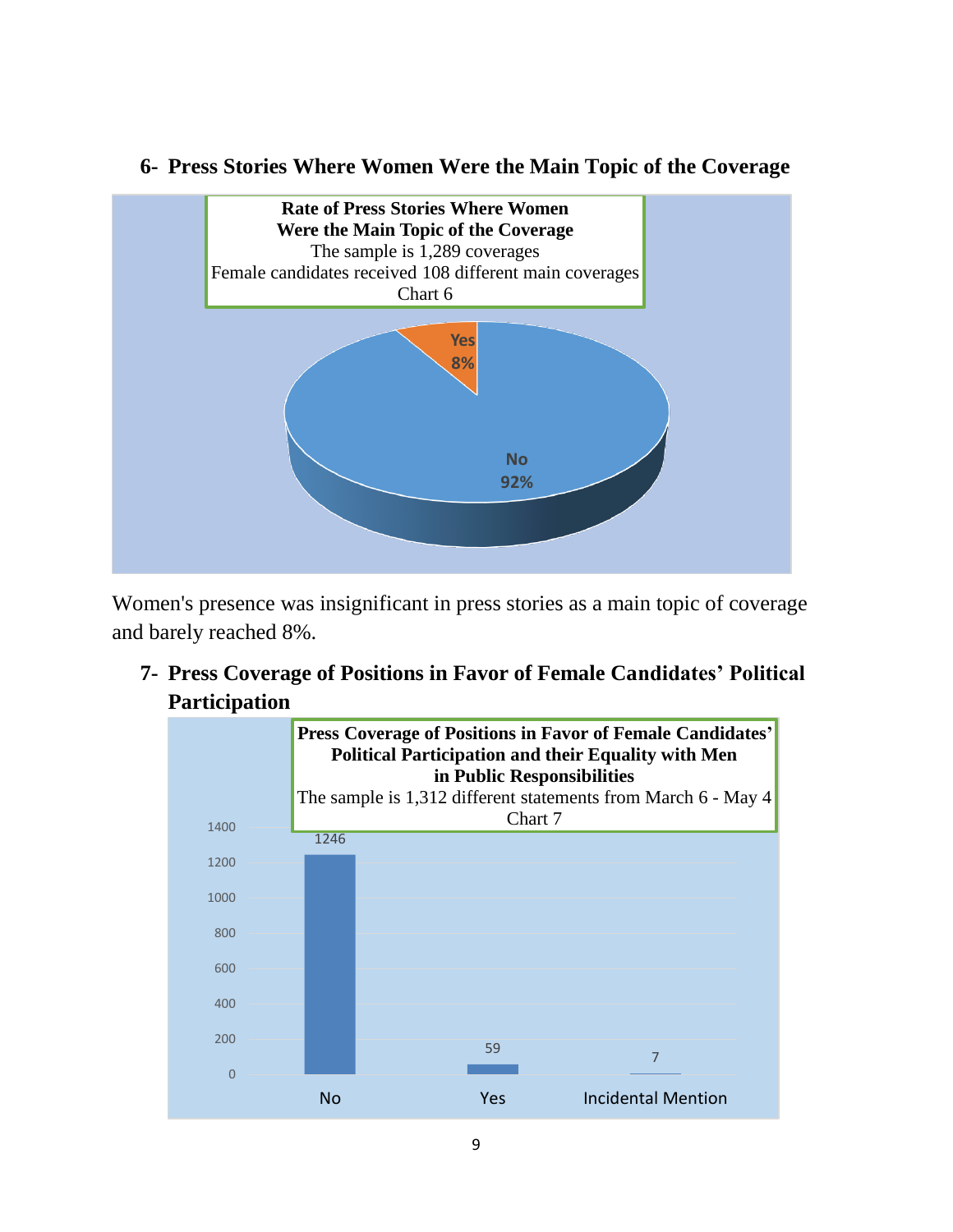## 6- Press Stories Where Women Were the Main Topic of the Coverage

**Rate of Press Stories Where Women Were the Main Topic of the Coverage**
The sample is 1,289 coverages
Female candidates received 108 different main coverages
Chart 6

| Response | Share |
|---|---|
| Yes | 8% |
| No | 92% |

Women's presence was insignificant in press stories as a main topic of coverage and barely reached 8%.

## 7- Press Coverage of Positions in Favor of Female Candidates' Political Participation

**Press Coverage of Positions in Favor of Female Candidates' Political Participation and their Equality with Men in Public Responsibilities**
The sample is 1,312 different statements from March 6 - May 4
Chart 7

| Response | Number of statements |
|---|---|
| No | 1246 |
| Yes | 59 |
| Incidental Mention | 7 |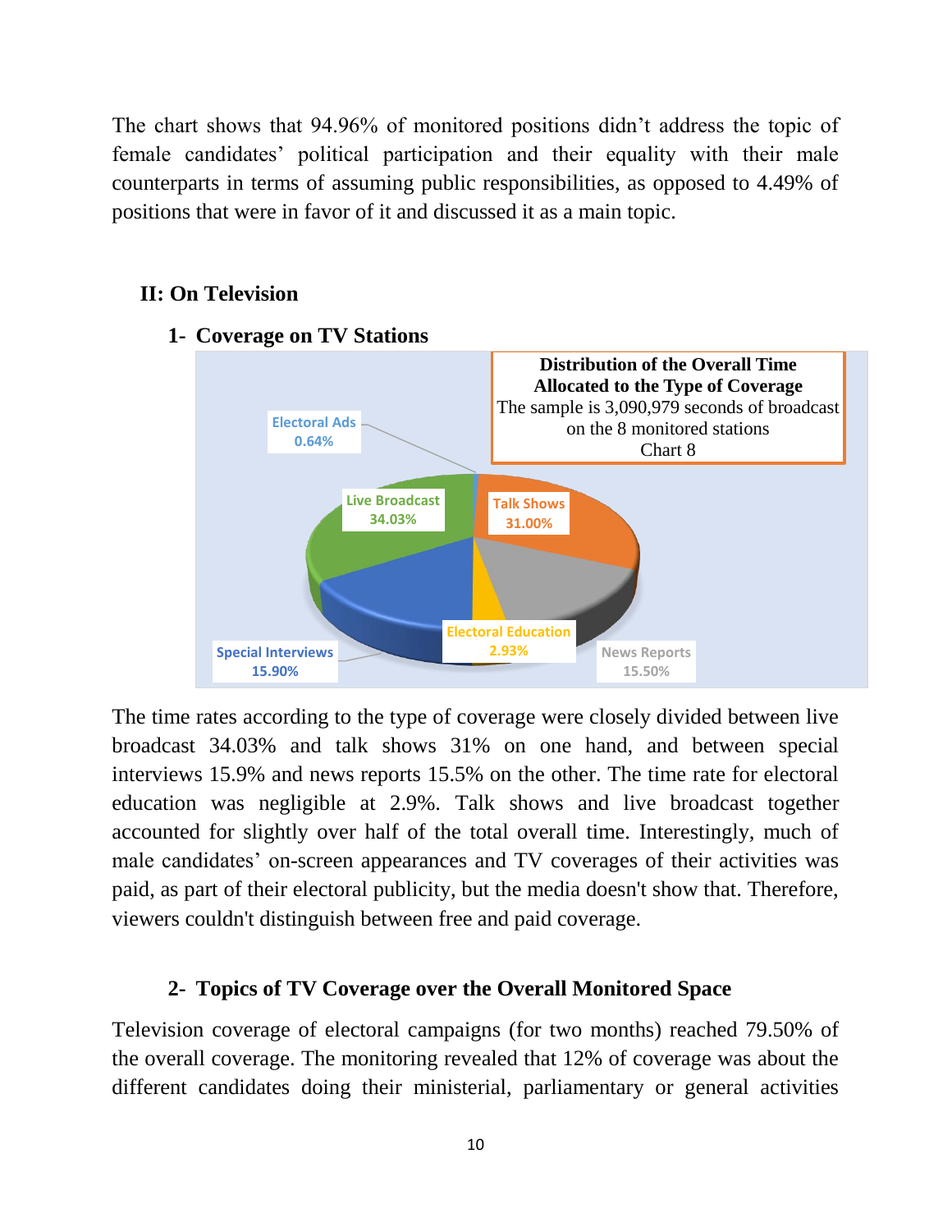The chart shows that 94.96% of monitored positions didn't address the topic of female candidates' political participation and their equality with their male counterparts in terms of assuming public responsibilities, as opposed to 4.49% of positions that were in favor of it and discussed it as a main topic.

## II: On Television

### 1- Coverage on TV Stations

**Distribution of the Overall Time Allocated to the Type of Coverage**

The sample is 3,090,979 seconds of broadcast on the 8 monitored stations

Chart 8

| Type of Coverage | Percentage |
|---|---|
| Live Broadcast | 34.03% |
| Talk Shows | 31.00% |
| Special Interviews | 15.90% |
| News Reports | 15.50% |
| Electoral Education | 2.93% |
| Electoral Ads | 0.64% |

The time rates according to the type of coverage were closely divided between live broadcast 34.03% and talk shows 31% on one hand, and between special interviews 15.9% and news reports 15.5% on the other. The time rate for electoral education was negligible at 2.9%. Talk shows and live broadcast together accounted for slightly over half of the total overall time. Interestingly, much of male candidates' on-screen appearances and TV coverages of their activities was paid, as part of their electoral publicity, but the media doesn't show that. Therefore, viewers couldn't distinguish between free and paid coverage.

### 2- Topics of TV Coverage over the Overall Monitored Space

Television coverage of electoral campaigns (for two months) reached 79.50% of the overall coverage. The monitoring revealed that 12% of coverage was about the different candidates doing their ministerial, parliamentary or general activities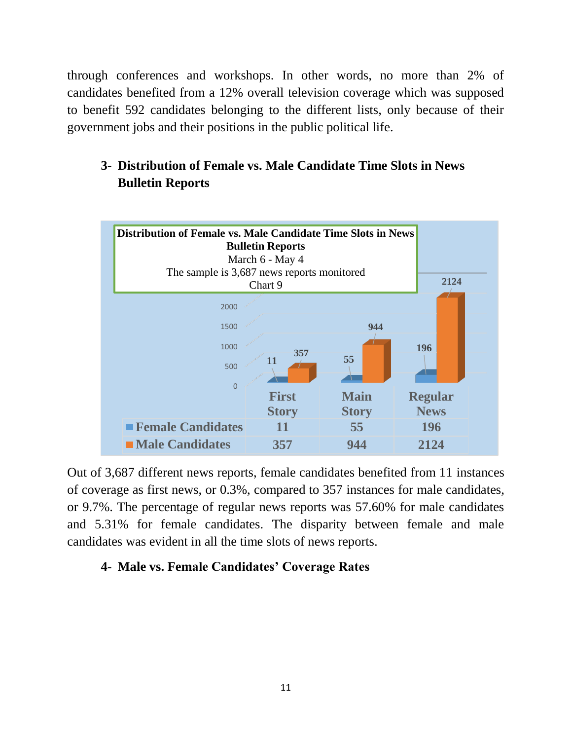through conferences and workshops. In other words, no more than 2% of candidates benefited from a 12% overall television coverage which was supposed to benefit 592 candidates belonging to the different lists, only because of their government jobs and their positions in the public political life.

### 3- Distribution of Female vs. Male Candidate Time Slots in News Bulletin Reports

**Distribution of Female vs. Male Candidate Time Slots in News Bulletin Reports**
March 6 - May 4
The sample is 3,687 news reports monitored
Chart 9

| | First Story | Main Story | Regular News |
|---|---|---|---|
| Female Candidates | 11 | 55 | 196 |
| Male Candidates | 357 | 944 | 2124 |

Out of 3,687 different news reports, female candidates benefited from 11 instances of coverage as first news, or 0.3%, compared to 357 instances for male candidates, or 9.7%. The percentage of regular news reports was 57.60% for male candidates and 5.31% for female candidates. The disparity between female and male candidates was evident in all the time slots of news reports.

### 4- Male vs. Female Candidates' Coverage Rates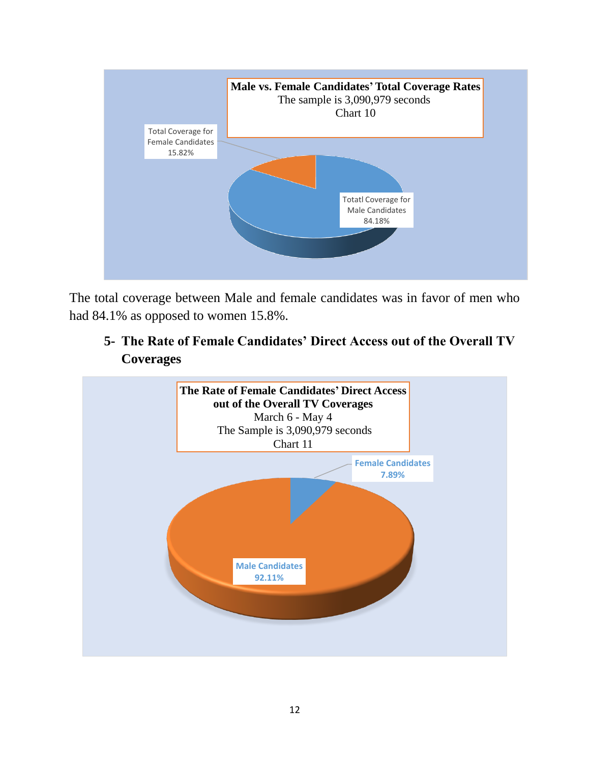**Male vs. Female Candidates' Total Coverage Rates**
The sample is 3,090,979 seconds
Chart 10

Total Coverage for Female Candidates 15.82%

Totatl Coverage for Male Candidates 84.18%

The total coverage between Male and female candidates was in favor of men who had 84.1% as opposed to women 15.8%.

## 5- The Rate of Female Candidates' Direct Access out of the Overall TV Coverages

**The Rate of Female Candidates' Direct Access out of the Overall TV Coverages**
March 6 - May 4
The Sample is 3,090,979 seconds
Chart 11

Female Candidates 7.89%

Male Candidates 92.11%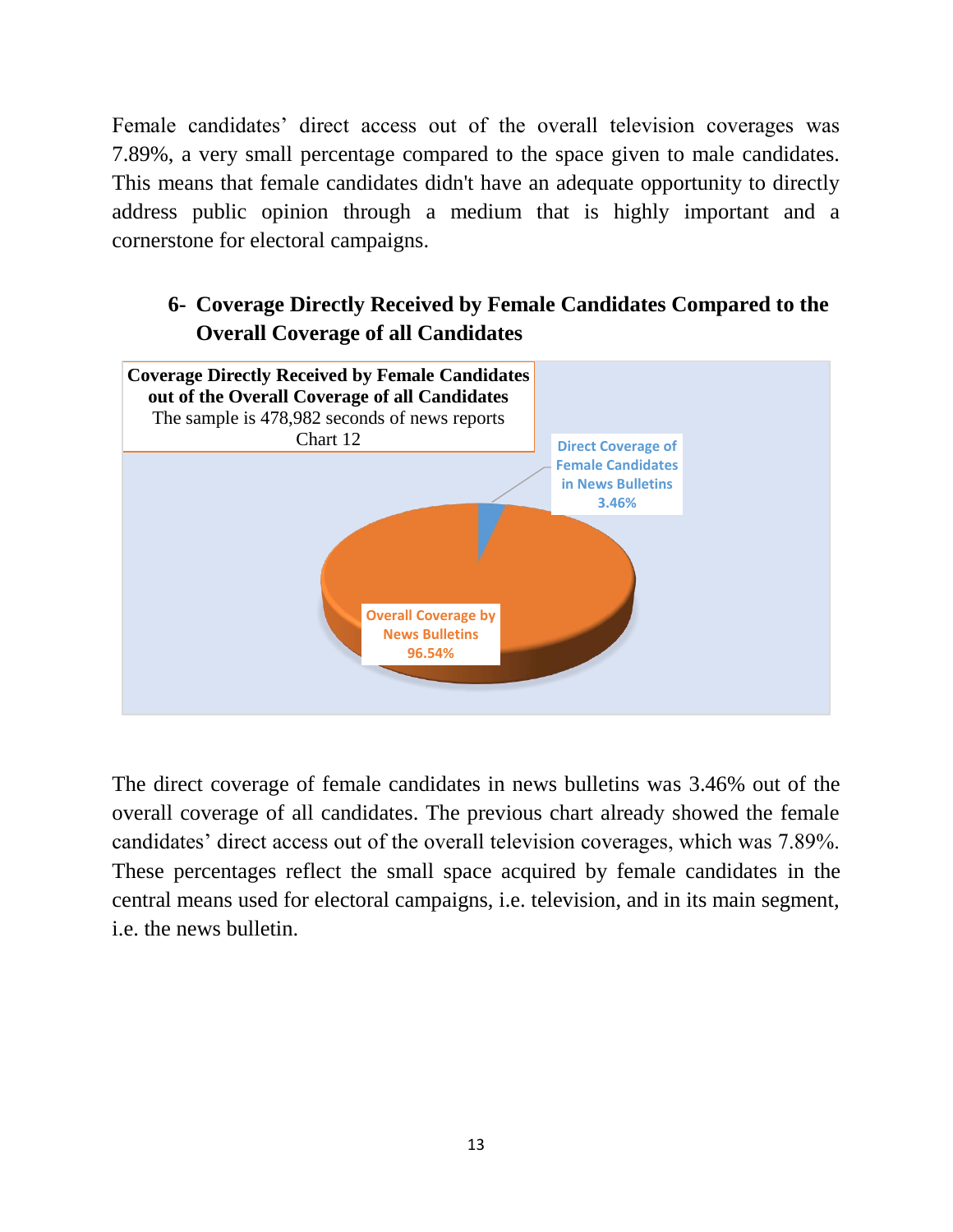Female candidates' direct access out of the overall television coverages was 7.89%, a very small percentage compared to the space given to male candidates. This means that female candidates didn't have an adequate opportunity to directly address public opinion through a medium that is highly important and a cornerstone for electoral campaigns.

## 6- Coverage Directly Received by Female Candidates Compared to the Overall Coverage of all Candidates

**Coverage Directly Received by Female Candidates out of the Overall Coverage of all Candidates**
The sample is 478,982 seconds of news reports
Chart 12

Direct Coverage of Female Candidates in News Bulletins 3.46%

Overall Coverage by News Bulletins 96.54%

The direct coverage of female candidates in news bulletins was 3.46% out of the overall coverage of all candidates. The previous chart already showed the female candidates' direct access out of the overall television coverages, which was 7.89%. These percentages reflect the small space acquired by female candidates in the central means used for electoral campaigns, i.e. television, and in its main segment, i.e. the news bulletin.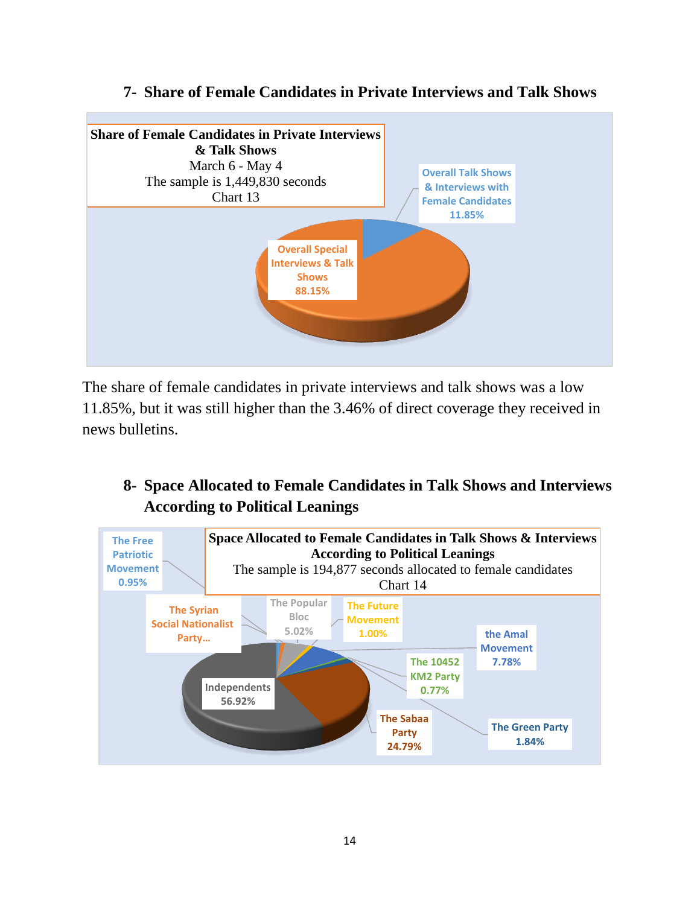## 7- Share of Female Candidates in Private Interviews and Talk Shows

**Share of Female Candidates in Private Interviews & Talk Shows**
March 6 - May 4
The sample is 1,449,830 seconds
Chart 13

| Category | Share |
|---|---|
| Overall Talk Shows & Interviews with Female Candidates | 11.85% |
| Overall Special Interviews & Talk Shows | 88.15% |

The share of female candidates in private interviews and talk shows was a low 11.85%, but it was still higher than the 3.46% of direct coverage they received in news bulletins.

## 8- Space Allocated to Female Candidates in Talk Shows and Interviews According to Political Leanings

**Space Allocated to Female Candidates in Talk Shows & Interviews According to Political Leanings**
The sample is 194,877 seconds allocated to female candidates
Chart 14

| Category | Share |
|---|---|
| The Free Patriotic Movement | 0.95% |
| The Syrian Social Nationalist Party... | |
| The Popular Bloc | 5.02% |
| The Future Movement | 1.00% |
| the Amal Movement | 7.78% |
| The 10452 KM2 Party | 0.77% |
| The Green Party | 1.84% |
| The Sabaa Party | 24.79% |
| Independents | 56.92% |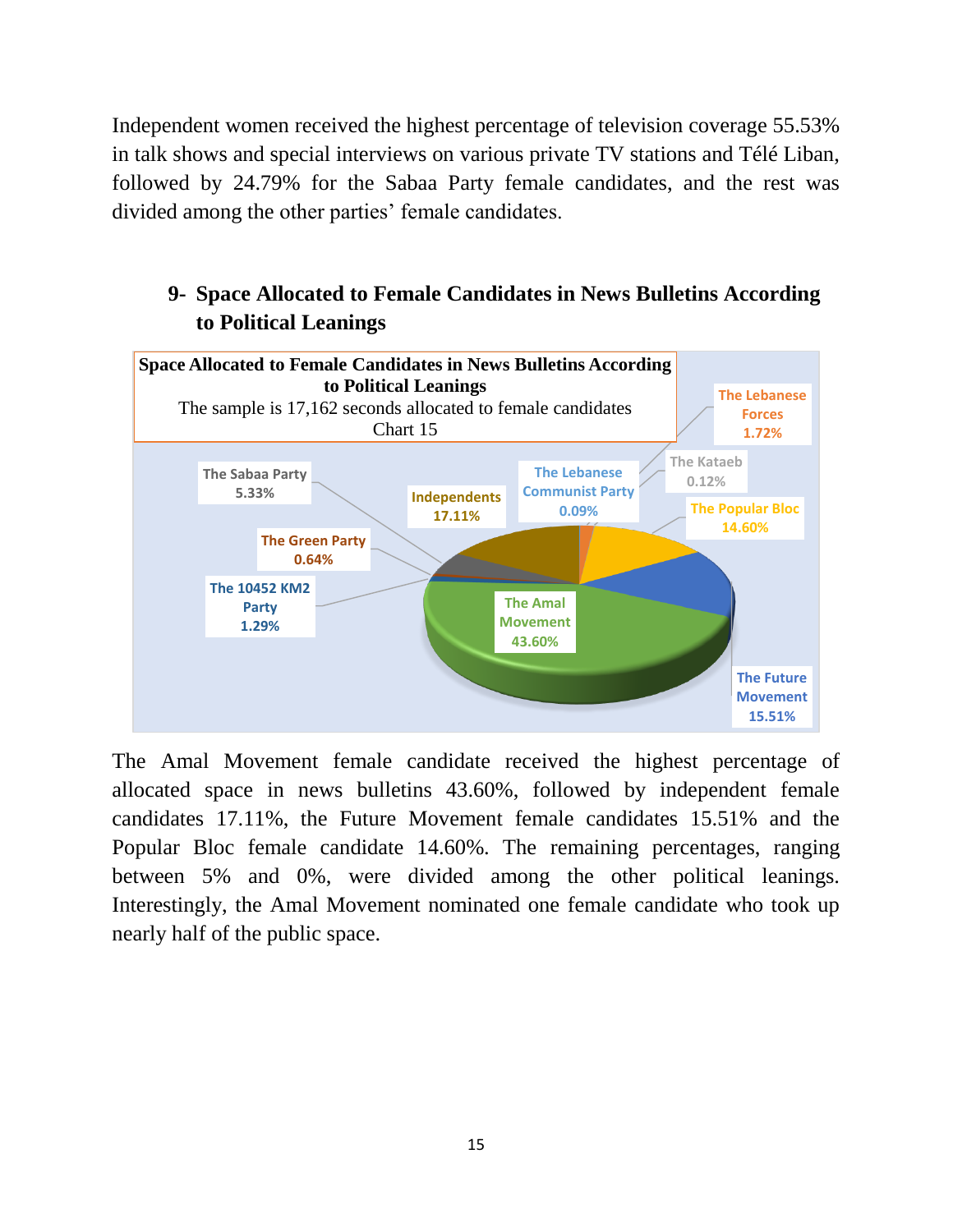Independent women received the highest percentage of television coverage 55.53% in talk shows and special interviews on various private TV stations and Télé Liban, followed by 24.79% for the Sabaa Party female candidates, and the rest was divided among the other parties' female candidates.

## 9- Space Allocated to Female Candidates in News Bulletins According to Political Leanings

**Space Allocated to Female Candidates in News Bulletins According to Political Leanings**
The sample is 17,162 seconds allocated to female candidates
Chart 15

| Political Leaning | Percentage |
|---|---|
| The Amal Movement | 43.60% |
| Independents | 17.11% |
| The Future Movement | 15.51% |
| The Popular Bloc | 14.60% |
| The Sabaa Party | 5.33% |
| The Lebanese Forces | 1.72% |
| The 10452 KM2 Party | 1.29% |
| The Green Party | 0.64% |
| The Kataeb | 0.12% |
| The Lebanese Communist Party | 0.09% |

The Amal Movement female candidate received the highest percentage of allocated space in news bulletins 43.60%, followed by independent female candidates 17.11%, the Future Movement female candidates 15.51% and the Popular Bloc female candidate 14.60%. The remaining percentages, ranging between 5% and 0%, were divided among the other political leanings. Interestingly, the Amal Movement nominated one female candidate who took up nearly half of the public space.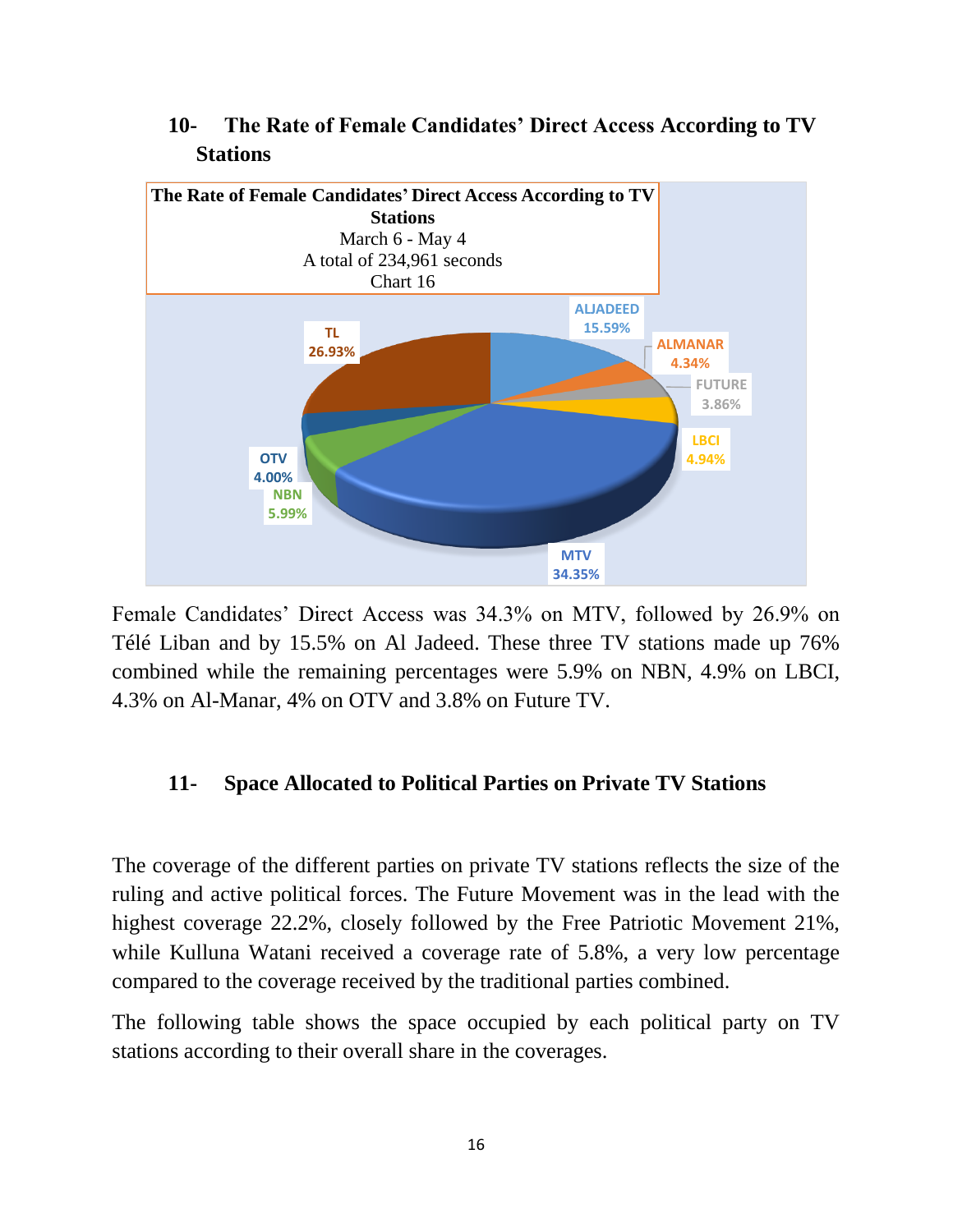## 10- The Rate of Female Candidates' Direct Access According to TV Stations

**The Rate of Female Candidates' Direct Access According to TV Stations**
March 6 - May 4
A total of 234,961 seconds
Chart 16

| Station | Percentage |
|---|---|
| ALJADEED | 15.59% |
| ALMANAR | 4.34% |
| FUTURE | 3.86% |
| LBCI | 4.94% |
| MTV | 34.35% |
| NBN | 5.99% |
| OTV | 4.00% |
| TL | 26.93% |

Female Candidates' Direct Access was 34.3% on MTV, followed by 26.9% on Télé Liban and by 15.5% on Al Jadeed. These three TV stations made up 76% combined while the remaining percentages were 5.9% on NBN, 4.9% on LBCI, 4.3% on Al-Manar, 4% on OTV and 3.8% on Future TV.

## 11- Space Allocated to Political Parties on Private TV Stations

The coverage of the different parties on private TV stations reflects the size of the ruling and active political forces. The Future Movement was in the lead with the highest coverage 22.2%, closely followed by the Free Patriotic Movement 21%, while Kulluna Watani received a coverage rate of 5.8%, a very low percentage compared to the coverage received by the traditional parties combined.

The following table shows the space occupied by each political party on TV stations according to their overall share in the coverages.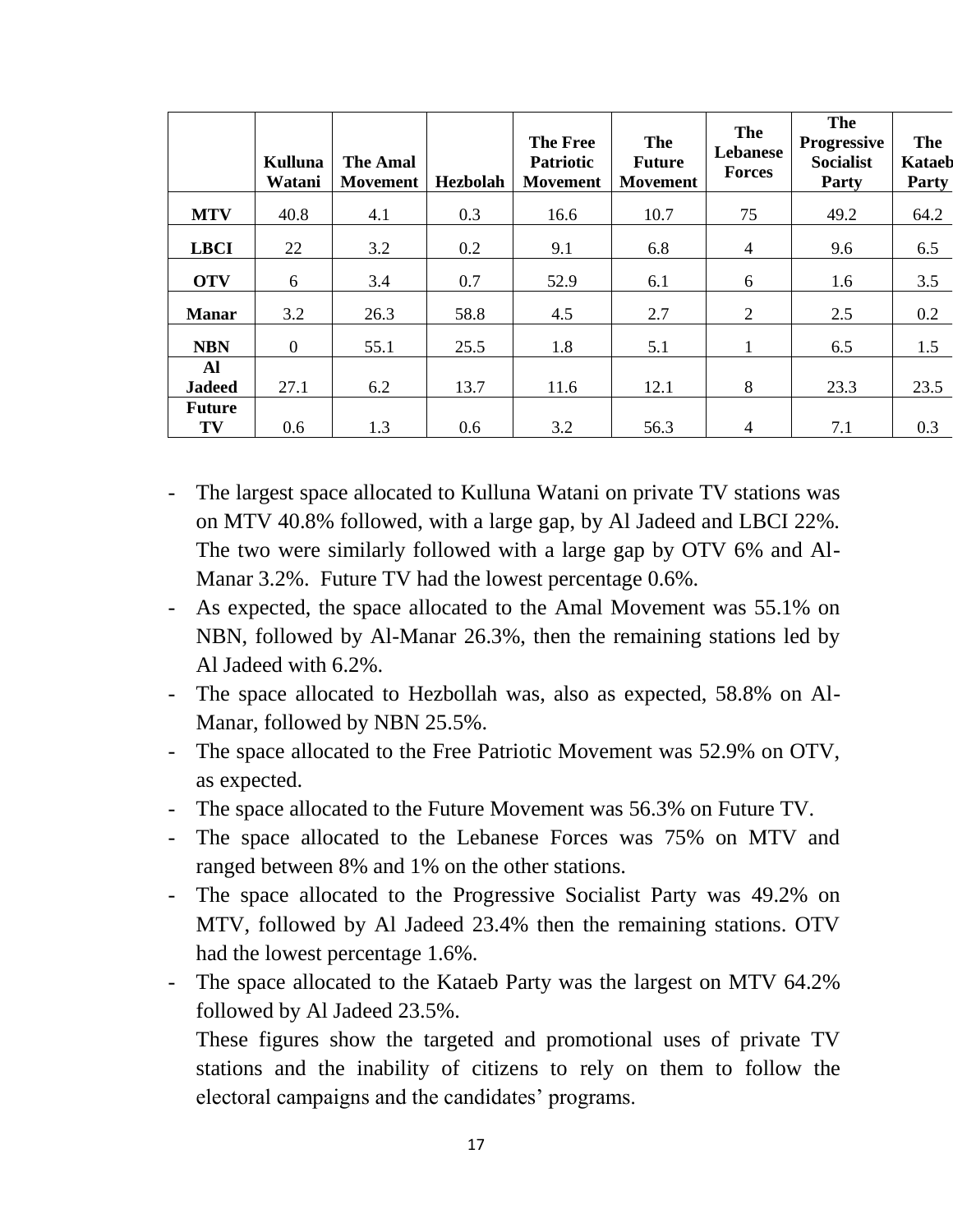| | Kulluna Watani | The Amal Movement | Hezbolah | The Free Patriotic Movement | The Future Movement | The Lebanese Forces | The Progressive Socialist Party | The Kataeb Party |
|---|---|---|---|---|---|---|---|---|
| **MTV** | 40.8 | 4.1 | 0.3 | 16.6 | 10.7 | 75 | 49.2 | 64.2 |
| **LBCI** | 22 | 3.2 | 0.2 | 9.1 | 6.8 | 4 | 9.6 | 6.5 |
| **OTV** | 6 | 3.4 | 0.7 | 52.9 | 6.1 | 6 | 1.6 | 3.5 |
| **Manar** | 3.2 | 26.3 | 58.8 | 4.5 | 2.7 | 2 | 2.5 | 0.2 |
| **NBN** | 0 | 55.1 | 25.5 | 1.8 | 5.1 | 1 | 6.5 | 1.5 |
| **Al Jadeed** | 27.1 | 6.2 | 13.7 | 11.6 | 12.1 | 8 | 23.3 | 23.5 |
| **Future TV** | 0.6 | 1.3 | 0.6 | 3.2 | 56.3 | 4 | 7.1 | 0.3 |

- The largest space allocated to Kulluna Watani on private TV stations was on MTV 40.8% followed, with a large gap, by Al Jadeed and LBCI 22%. The two were similarly followed with a large gap by OTV 6% and Al-Manar 3.2%. Future TV had the lowest percentage 0.6%.
- As expected, the space allocated to the Amal Movement was 55.1% on NBN, followed by Al-Manar 26.3%, then the remaining stations led by Al Jadeed with 6.2%.
- The space allocated to Hezbollah was, also as expected, 58.8% on Al-Manar, followed by NBN 25.5%.
- The space allocated to the Free Patriotic Movement was 52.9% on OTV, as expected.
- The space allocated to the Future Movement was 56.3% on Future TV.
- The space allocated to the Lebanese Forces was 75% on MTV and ranged between 8% and 1% on the other stations.
- The space allocated to the Progressive Socialist Party was 49.2% on MTV, followed by Al Jadeed 23.4% then the remaining stations. OTV had the lowest percentage 1.6%.
- The space allocated to the Kataeb Party was the largest on MTV 64.2% followed by Al Jadeed 23.5%.

  These figures show the targeted and promotional uses of private TV stations and the inability of citizens to rely on them to follow the electoral campaigns and the candidates' programs.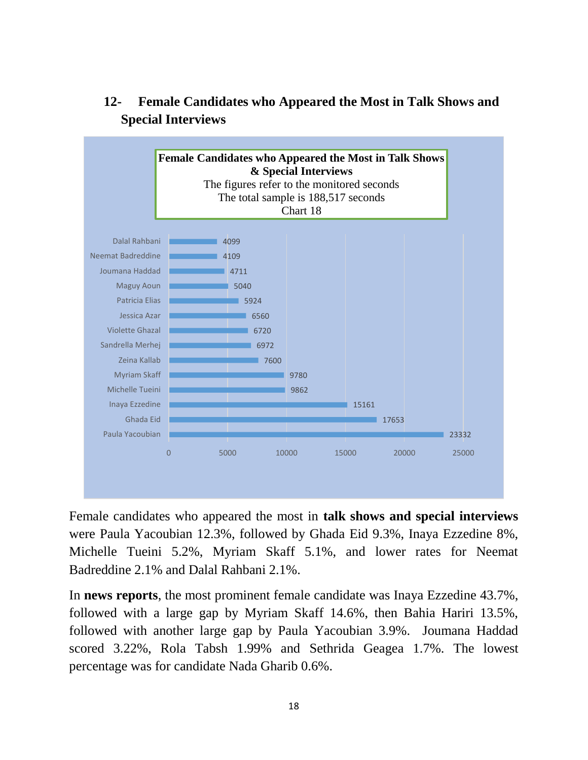## 12- Female Candidates who Appeared the Most in Talk Shows and Special Interviews

**Female Candidates who Appeared the Most in Talk Shows & Special Interviews**
The figures refer to the monitored seconds
The total sample is 188,517 seconds
Chart 18

| Candidate | Seconds |
|---|---|
| Dalal Rahbani | 4099 |
| Neemat Badreddine | 4109 |
| Joumana Haddad | 4711 |
| Maguy Aoun | 5040 |
| Patricia Elias | 5924 |
| Jessica Azar | 6560 |
| Violette Ghazal | 6720 |
| Sandrella Merhej | 6972 |
| Zeina Kallab | 7600 |
| Myriam Skaff | 9780 |
| Michelle Tueini | 9862 |
| Inaya Ezzedine | 15161 |
| Ghada Eid | 17653 |
| Paula Yacoubian | 23332 |

Female candidates who appeared the most in **talk shows and special interviews** were Paula Yacoubian 12.3%, followed by Ghada Eid 9.3%, Inaya Ezzedine 8%, Michelle Tueini 5.2%, Myriam Skaff 5.1%, and lower rates for Neemat Badreddine 2.1% and Dalal Rahbani 2.1%.

In **news reports**, the most prominent female candidate was Inaya Ezzedine 43.7%, followed with a large gap by Myriam Skaff 14.6%, then Bahia Hariri 13.5%, followed with another large gap by Paula Yacoubian 3.9%. Joumana Haddad scored 3.22%, Rola Tabsh 1.99% and Sethrida Geagea 1.7%. The lowest percentage was for candidate Nada Gharib 0.6%.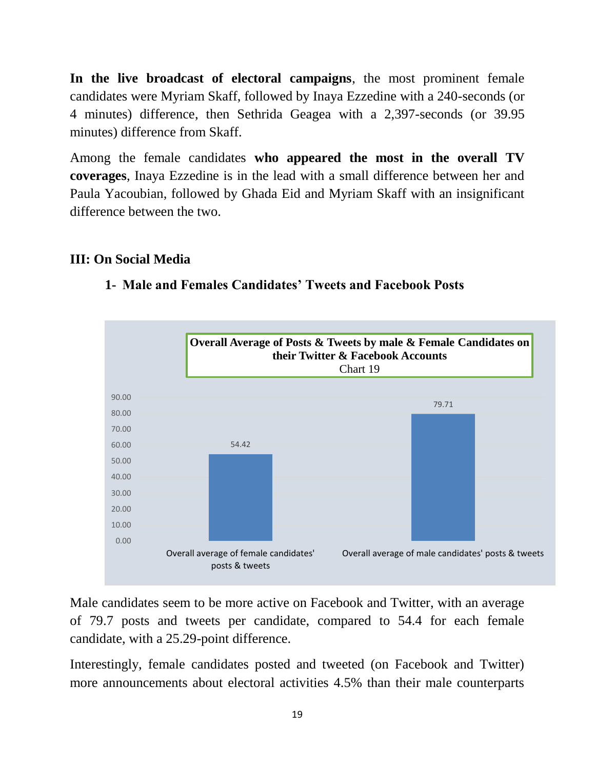**In the live broadcast of electoral campaigns**, the most prominent female candidates were Myriam Skaff, followed by Inaya Ezzedine with a 240-seconds (or 4 minutes) difference, then Sethrida Geagea with a 2,397-seconds (or 39.95 minutes) difference from Skaff.

Among the female candidates **who appeared the most in the overall TV coverages**, Inaya Ezzedine is in the lead with a small difference between her and Paula Yacoubian, followed by Ghada Eid and Myriam Skaff with an insignificant difference between the two.

## III: On Social Media

### 1- Male and Females Candidates' Tweets and Facebook Posts

**Overall Average of Posts & Tweets by male & Female Candidates on their Twitter & Facebook Accounts**
Chart 19

| | Average |
|---|---|
| Overall average of female candidates' posts & tweets | 54.42 |
| Overall average of male candidates' posts & tweets | 79.71 |

Male candidates seem to be more active on Facebook and Twitter, with an average of 79.7 posts and tweets per candidate, compared to 54.4 for each female candidate, with a 25.29-point difference.

Interestingly, female candidates posted and tweeted (on Facebook and Twitter) more announcements about electoral activities 4.5% than their male counterparts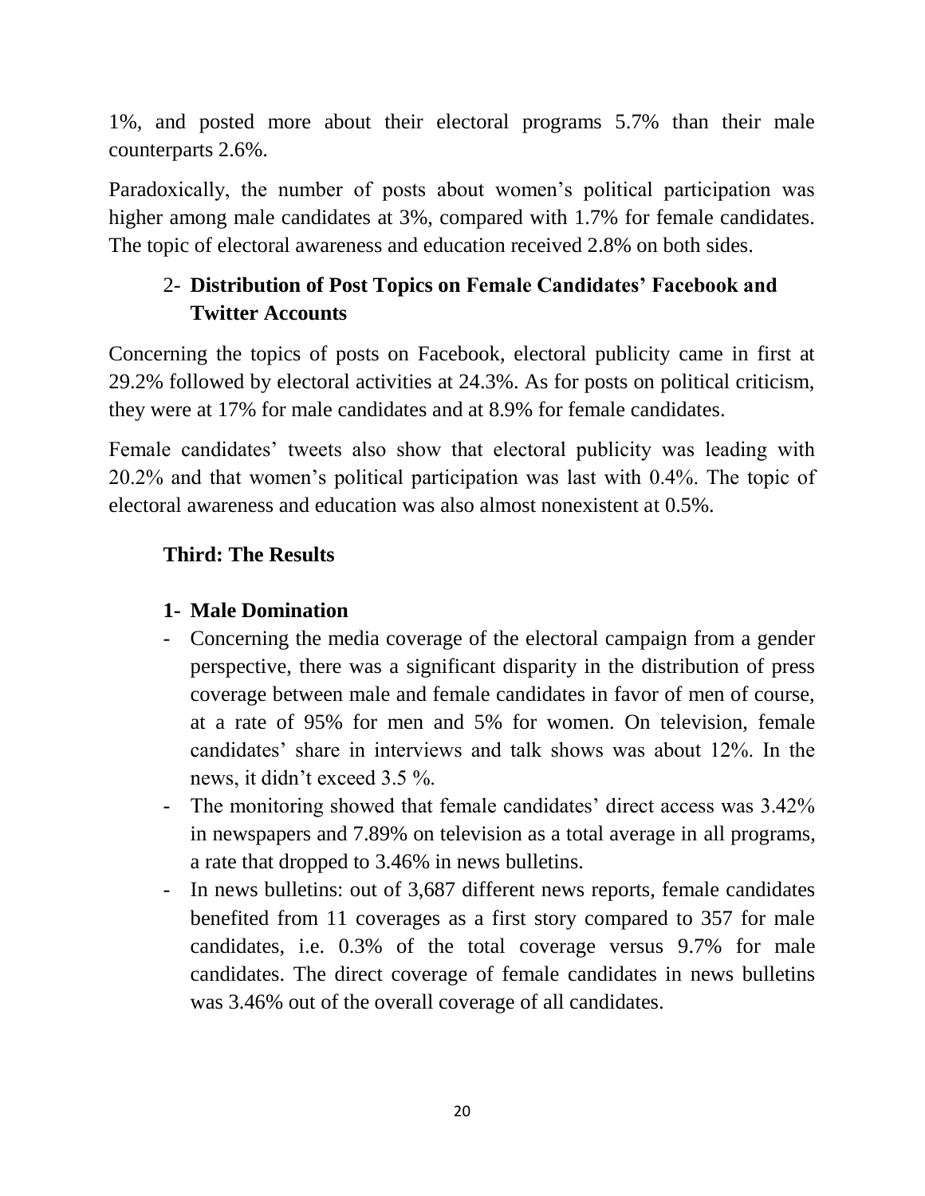1%, and posted more about their electoral programs 5.7% than their male counterparts 2.6%.

Paradoxically, the number of posts about women's political participation was higher among male candidates at 3%, compared with 1.7% for female candidates. The topic of electoral awareness and education received 2.8% on both sides.

### 2- Distribution of Post Topics on Female Candidates' Facebook and Twitter Accounts

Concerning the topics of posts on Facebook, electoral publicity came in first at 29.2% followed by electoral activities at 24.3%. As for posts on political criticism, they were at 17% for male candidates and at 8.9% for female candidates.

Female candidates' tweets also show that electoral publicity was leading with 20.2% and that women's political participation was last with 0.4%. The topic of electoral awareness and education was also almost nonexistent at 0.5%.

## Third: The Results

### 1- Male Domination

- Concerning the media coverage of the electoral campaign from a gender perspective, there was a significant disparity in the distribution of press coverage between male and female candidates in favor of men of course, at a rate of 95% for men and 5% for women. On television, female candidates' share in interviews and talk shows was about 12%. In the news, it didn't exceed 3.5 %.
- The monitoring showed that female candidates' direct access was 3.42% in newspapers and 7.89% on television as a total average in all programs, a rate that dropped to 3.46% in news bulletins.
- In news bulletins: out of 3,687 different news reports, female candidates benefited from 11 coverages as a first story compared to 357 for male candidates, i.e. 0.3% of the total coverage versus 9.7% for male candidates. The direct coverage of female candidates in news bulletins was 3.46% out of the overall coverage of all candidates.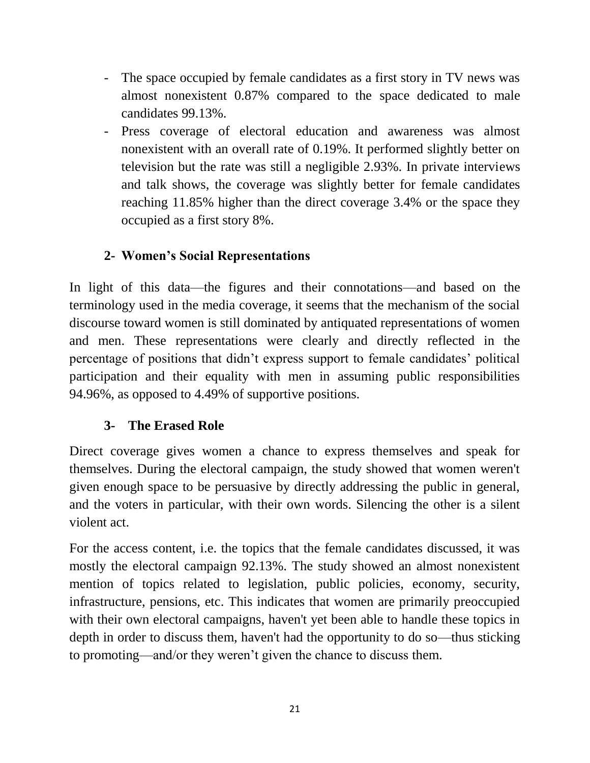- The space occupied by female candidates as a first story in TV news was almost nonexistent 0.87% compared to the space dedicated to male candidates 99.13%.
- Press coverage of electoral education and awareness was almost nonexistent with an overall rate of 0.19%. It performed slightly better on television but the rate was still a negligible 2.93%. In private interviews and talk shows, the coverage was slightly better for female candidates reaching 11.85% higher than the direct coverage 3.4% or the space they occupied as a first story 8%.

## 2- Women's Social Representations

In light of this data—the figures and their connotations—and based on the terminology used in the media coverage, it seems that the mechanism of the social discourse toward women is still dominated by antiquated representations of women and men. These representations were clearly and directly reflected in the percentage of positions that didn't express support to female candidates' political participation and their equality with men in assuming public responsibilities 94.96%, as opposed to 4.49% of supportive positions.

## 3- The Erased Role

Direct coverage gives women a chance to express themselves and speak for themselves. During the electoral campaign, the study showed that women weren't given enough space to be persuasive by directly addressing the public in general, and the voters in particular, with their own words. Silencing the other is a silent violent act.

For the access content, i.e. the topics that the female candidates discussed, it was mostly the electoral campaign 92.13%. The study showed an almost nonexistent mention of topics related to legislation, public policies, economy, security, infrastructure, pensions, etc. This indicates that women are primarily preoccupied with their own electoral campaigns, haven't yet been able to handle these topics in depth in order to discuss them, haven't had the opportunity to do so—thus sticking to promoting—and/or they weren't given the chance to discuss them.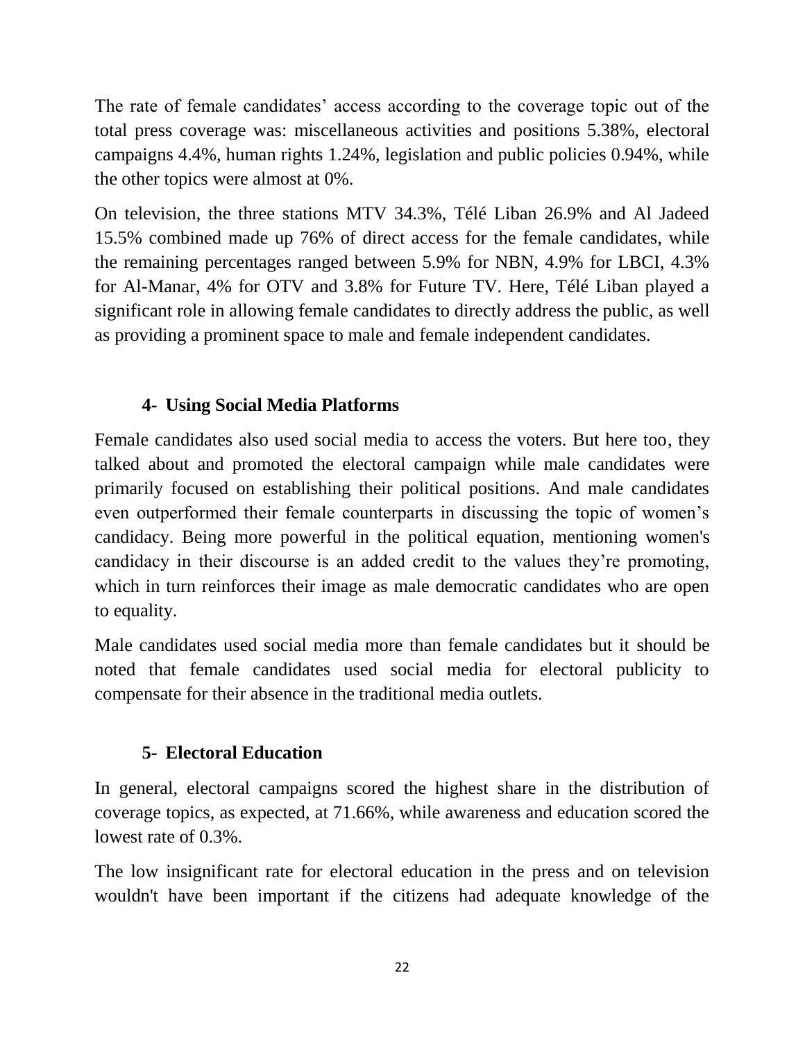The rate of female candidates' access according to the coverage topic out of the total press coverage was: miscellaneous activities and positions 5.38%, electoral campaigns 4.4%, human rights 1.24%, legislation and public policies 0.94%, while the other topics were almost at 0%.

On television, the three stations MTV 34.3%, Télé Liban 26.9% and Al Jadeed 15.5% combined made up 76% of direct access for the female candidates, while the remaining percentages ranged between 5.9% for NBN, 4.9% for LBCI, 4.3% for Al-Manar, 4% for OTV and 3.8% for Future TV. Here, Télé Liban played a significant role in allowing female candidates to directly address the public, as well as providing a prominent space to male and female independent candidates.

### 4- Using Social Media Platforms

Female candidates also used social media to access the voters. But here too, they talked about and promoted the electoral campaign while male candidates were primarily focused on establishing their political positions. And male candidates even outperformed their female counterparts in discussing the topic of women's candidacy. Being more powerful in the political equation, mentioning women's candidacy in their discourse is an added credit to the values they're promoting, which in turn reinforces their image as male democratic candidates who are open to equality.

Male candidates used social media more than female candidates but it should be noted that female candidates used social media for electoral publicity to compensate for their absence in the traditional media outlets.

### 5- Electoral Education

In general, electoral campaigns scored the highest share in the distribution of coverage topics, as expected, at 71.66%, while awareness and education scored the lowest rate of 0.3%.

The low insignificant rate for electoral education in the press and on television wouldn't have been important if the citizens had adequate knowledge of the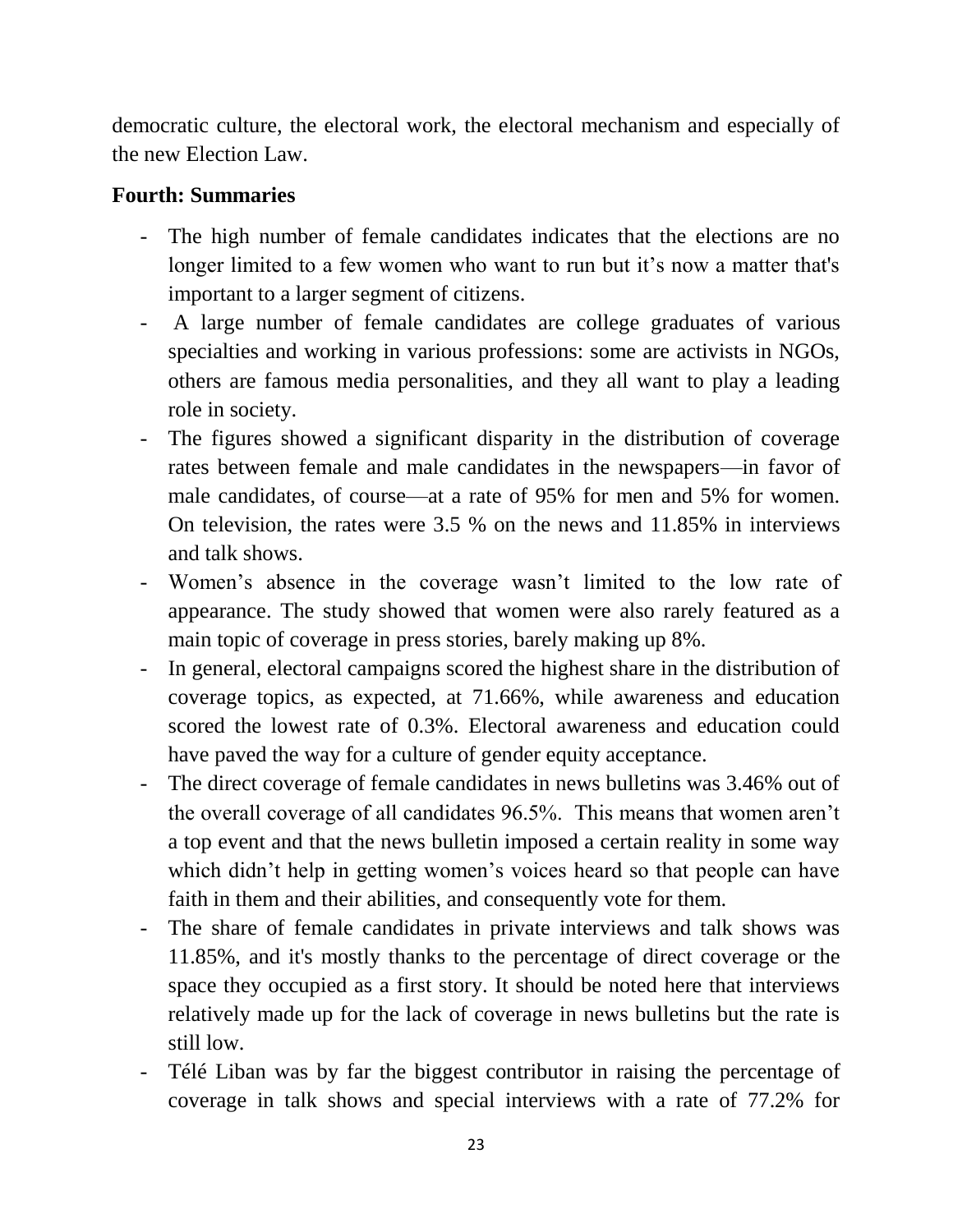democratic culture, the electoral work, the electoral mechanism and especially of the new Election Law.

**Fourth: Summaries**

- The high number of female candidates indicates that the elections are no longer limited to a few women who want to run but it's now a matter that's important to a larger segment of citizens.
- A large number of female candidates are college graduates of various specialties and working in various professions: some are activists in NGOs, others are famous media personalities, and they all want to play a leading role in society.
- The figures showed a significant disparity in the distribution of coverage rates between female and male candidates in the newspapers—in favor of male candidates, of course—at a rate of 95% for men and 5% for women. On television, the rates were 3.5 % on the news and 11.85% in interviews and talk shows.
- Women's absence in the coverage wasn't limited to the low rate of appearance. The study showed that women were also rarely featured as a main topic of coverage in press stories, barely making up 8%.
- In general, electoral campaigns scored the highest share in the distribution of coverage topics, as expected, at 71.66%, while awareness and education scored the lowest rate of 0.3%. Electoral awareness and education could have paved the way for a culture of gender equity acceptance.
- The direct coverage of female candidates in news bulletins was 3.46% out of the overall coverage of all candidates 96.5%. This means that women aren't a top event and that the news bulletin imposed a certain reality in some way which didn't help in getting women's voices heard so that people can have faith in them and their abilities, and consequently vote for them.
- The share of female candidates in private interviews and talk shows was 11.85%, and it's mostly thanks to the percentage of direct coverage or the space they occupied as a first story. It should be noted here that interviews relatively made up for the lack of coverage in news bulletins but the rate is still low.
- Télé Liban was by far the biggest contributor in raising the percentage of coverage in talk shows and special interviews with a rate of 77.2% for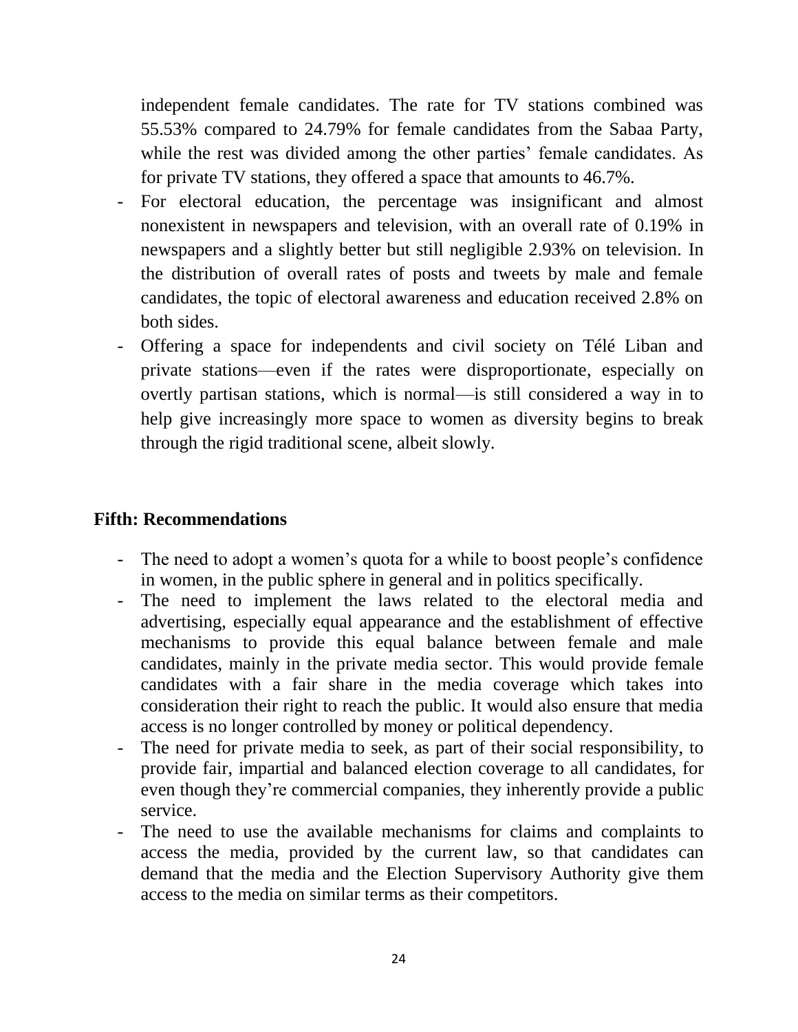independent female candidates. The rate for TV stations combined was 55.53% compared to 24.79% for female candidates from the Sabaa Party, while the rest was divided among the other parties' female candidates. As for private TV stations, they offered a space that amounts to 46.7%.

- For electoral education, the percentage was insignificant and almost nonexistent in newspapers and television, with an overall rate of 0.19% in newspapers and a slightly better but still negligible 2.93% on television. In the distribution of overall rates of posts and tweets by male and female candidates, the topic of electoral awareness and education received 2.8% on both sides.
- Offering a space for independents and civil society on Télé Liban and private stations—even if the rates were disproportionate, especially on overtly partisan stations, which is normal—is still considered a way in to help give increasingly more space to women as diversity begins to break through the rigid traditional scene, albeit slowly.

## Fifth: Recommendations

- The need to adopt a women's quota for a while to boost people's confidence in women, in the public sphere in general and in politics specifically.
- The need to implement the laws related to the electoral media and advertising, especially equal appearance and the establishment of effective mechanisms to provide this equal balance between female and male candidates, mainly in the private media sector. This would provide female candidates with a fair share in the media coverage which takes into consideration their right to reach the public. It would also ensure that media access is no longer controlled by money or political dependency.
- The need for private media to seek, as part of their social responsibility, to provide fair, impartial and balanced election coverage to all candidates, for even though they're commercial companies, they inherently provide a public service.
- The need to use the available mechanisms for claims and complaints to access the media, provided by the current law, so that candidates can demand that the media and the Election Supervisory Authority give them access to the media on similar terms as their competitors.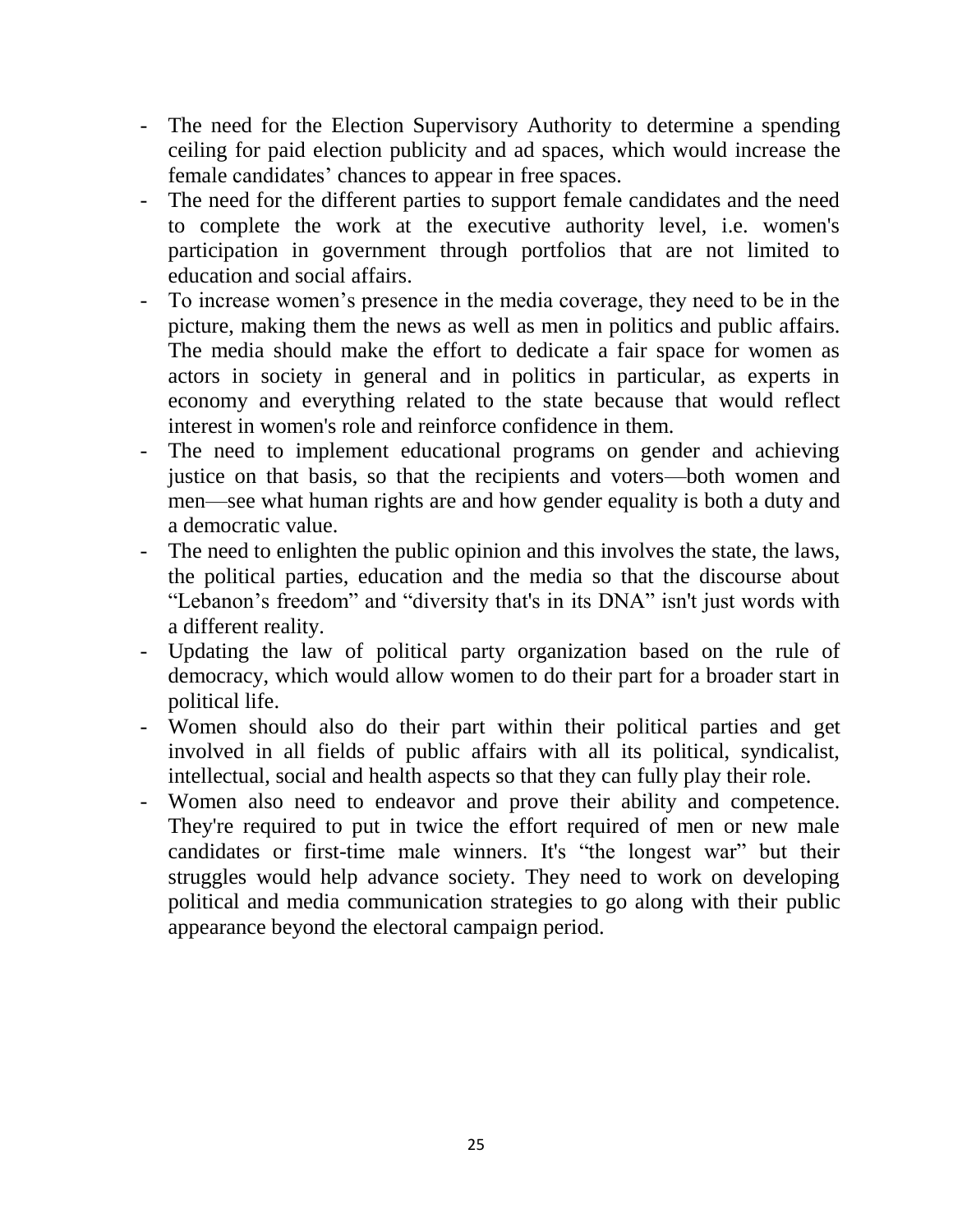- The need for the Election Supervisory Authority to determine a spending ceiling for paid election publicity and ad spaces, which would increase the female candidates' chances to appear in free spaces.
- The need for the different parties to support female candidates and the need to complete the work at the executive authority level, i.e. women's participation in government through portfolios that are not limited to education and social affairs.
- To increase women's presence in the media coverage, they need to be in the picture, making them the news as well as men in politics and public affairs. The media should make the effort to dedicate a fair space for women as actors in society in general and in politics in particular, as experts in economy and everything related to the state because that would reflect interest in women's role and reinforce confidence in them.
- The need to implement educational programs on gender and achieving justice on that basis, so that the recipients and voters—both women and men—see what human rights are and how gender equality is both a duty and a democratic value.
- The need to enlighten the public opinion and this involves the state, the laws, the political parties, education and the media so that the discourse about "Lebanon's freedom" and "diversity that's in its DNA" isn't just words with a different reality.
- Updating the law of political party organization based on the rule of democracy, which would allow women to do their part for a broader start in political life.
- Women should also do their part within their political parties and get involved in all fields of public affairs with all its political, syndicalist, intellectual, social and health aspects so that they can fully play their role.
- Women also need to endeavor and prove their ability and competence. They're required to put in twice the effort required of men or new male candidates or first-time male winners. It's "the longest war" but their struggles would help advance society. They need to work on developing political and media communication strategies to go along with their public appearance beyond the electoral campaign period.